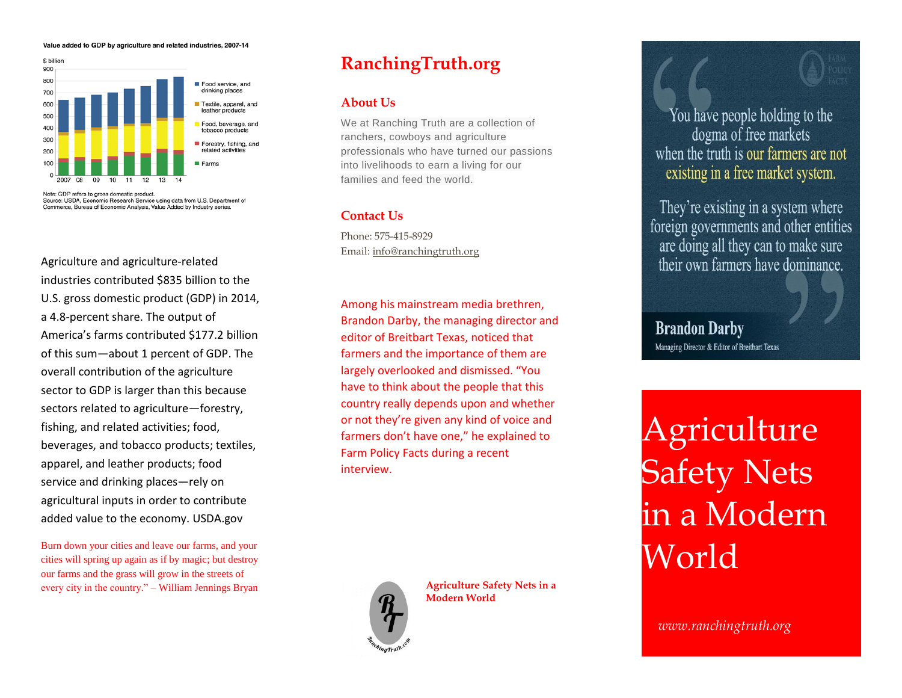**Value added to GDP by agriculture and related industries, 2007-14**

$ billion

Legend: Food service, and drinking places; Textile, apparel, and leather products; Food, beverage, and tobacco products; Forestry, fishing, and related activities; Farms

Note: GDP refers to gross domestic product.
Source: USDA, Economic Research Service using data from U.S. Department of Commerce, Bureau of Economic Analysis, Value Added by Industry series.

Agriculture and agriculture-related industries contributed $835 billion to the U.S. gross domestic product (GDP) in 2014, a 4.8-percent share. The output of America's farms contributed $177.2 billion of this sum—about 1 percent of GDP. The overall contribution of the agriculture sector to GDP is larger than this because sectors related to agriculture—forestry, fishing, and related activities; food, beverages, and tobacco products; textiles, apparel, and leather products; food service and drinking places—rely on agricultural inputs in order to contribute added value to the economy. USDA.gov

Burn down your cities and leave our farms, and your cities will spring up again as if by magic; but destroy our farms and the grass will grow in the streets of every city in the country." – William Jennings Bryan

# RanchingTruth.org

## About Us

We at Ranching Truth are a collection of ranchers, cowboys and agriculture professionals who have turned our passions into livelihoods to earn a living for our families and feed the world.

## Contact Us

Phone: 575-415-8929
Email: info@ranchingtruth.org

Among his mainstream media brethren, Brandon Darby, the managing director and editor of Breitbart Texas, noticed that farmers and the importance of them are largely overlooked and dismissed. "You have to think about the people that this country really depends upon and whether or not they're given any kind of voice and farmers don't have one," he explained to Farm Policy Facts during a recent interview.

**Agriculture Safety Nets in a Modern World**

"You have people holding to the dogma of free markets when the truth is our farmers are not existing in a free market system.

They're existing in a system where foreign governments and other entities are doing all they can to make sure their own farmers have dominance."

**Brandon Darby**
Managing Director & Editor of Breitbart Texas

# Agriculture Safety Nets in a Modern World

*www.ranchingtruth.org*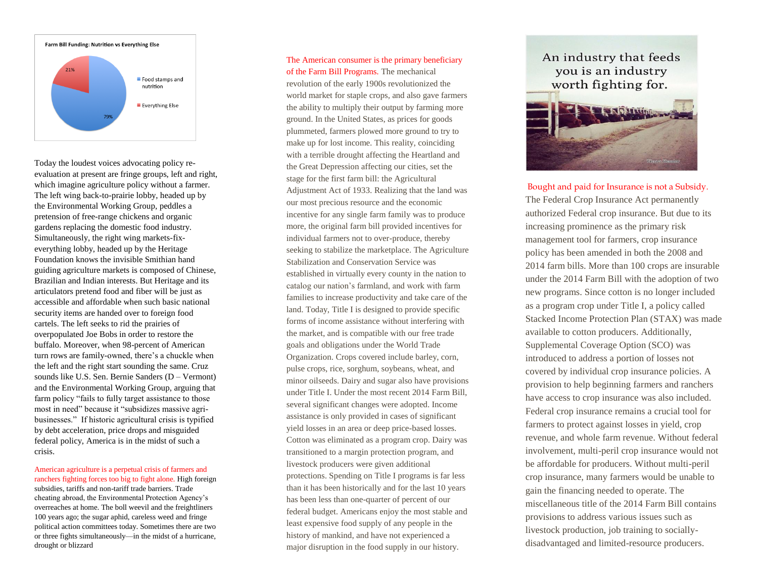Farm Bill Funding: Nutrition vs Everything Else

21%

79%

Food stamps and nutrition

Everything Else

Today the loudest voices advocating policy re-evaluation at present are fringe groups, left and right, which imagine agriculture policy without a farmer. The left wing back-to-prairie lobby, headed up by the Environmental Working Group, peddles a pretension of free-range chickens and organic gardens replacing the domestic food industry. Simultaneously, the right wing markets-fix-everything lobby, headed up by the Heritage Foundation knows the invisible Smithian hand guiding agriculture markets is composed of Chinese, Brazilian and Indian interests. But Heritage and its articulators pretend food and fiber will be just as accessible and affordable when such basic national security items are handed over to foreign food cartels. The left seeks to rid the prairies of overpopulated Joe Bobs in order to restore the buffalo. Moreover, when 98-percent of American turn rows are family-owned, there's a chuckle when the left and the right start sounding the same. Cruz sounds like U.S. Sen. Bernie Sanders (D – Vermont) and the Environmental Working Group, arguing that farm policy "fails to fully target assistance to those most in need" because it "subsidizes massive agri-businesses." If historic agricultural crisis is typified by debt acceleration, price drops and misguided federal policy, America is in the midst of such a crisis.

American agriculture is a perpetual crisis of farmers and ranchers fighting forces too big to fight alone. High foreign subsidies, tariffs and non-tariff trade barriers. Trade cheating abroad, the Environmental Protection Agency's overreaches at home. The boll weevil and the freightliners 100 years ago; the sugar aphid, careless weed and fringe political action committees today. Sometimes there are two or three fights simultaneously—in the midst of a hurricane, drought or blizzard

The American consumer is the primary beneficiary of the Farm Bill Programs. The mechanical revolution of the early 1900s revolutionized the world market for staple crops, and also gave farmers the ability to multiply their output by farming more ground. In the United States, as prices for goods plummeted, farmers plowed more ground to try to make up for lost income. This reality, coinciding with a terrible drought affecting the Heartland and the Great Depression affecting our cities, set the stage for the first farm bill: the Agricultural Adjustment Act of 1933. Realizing that the land was our most precious resource and the economic incentive for any single farm family was to produce more, the original farm bill provided incentives for individual farmers not to over-produce, thereby seeking to stabilize the marketplace. The Agriculture Stabilization and Conservation Service was established in virtually every county in the nation to catalog our nation's farmland, and work with farm families to increase productivity and take care of the land. Today, Title I is designed to provide specific forms of income assistance without interfering with the market, and is compatible with our free trade goals and obligations under the World Trade Organization. Crops covered include barley, corn, pulse crops, rice, sorghum, soybeans, wheat, and minor oilseeds. Dairy and sugar also have provisions under Title I. Under the most recent 2014 Farm Bill, several significant changes were adopted. Income assistance is only provided in cases of significant yield losses in an area or deep price-based losses. Cotton was eliminated as a program crop. Dairy was transitioned to a margin protection program, and livestock producers were given additional protections. Spending on Title I programs is far less than it has been historically and for the last 10 years has been less than one-quarter of percent of our federal budget. Americans enjoy the most stable and least expensive food supply of any people in the history of mankind, and have not experienced a major disruption in the food supply in our history.

An industry that feeds you is an industry worth fighting for.

Bought and paid for Insurance is not a Subsidy. The Federal Crop Insurance Act permanently authorized Federal crop insurance. But due to its increasing prominence as the primary risk management tool for farmers, crop insurance policy has been amended in both the 2008 and 2014 farm bills. More than 100 crops are insurable under the 2014 Farm Bill with the adoption of two new programs. Since cotton is no longer included as a program crop under Title I, a policy called Stacked Income Protection Plan (STAX) was made available to cotton producers. Additionally, Supplemental Coverage Option (SCO) was introduced to address a portion of losses not covered by individual crop insurance policies. A provision to help beginning farmers and ranchers have access to crop insurance was also included. Federal crop insurance remains a crucial tool for farmers to protect against losses in yield, crop revenue, and whole farm revenue. Without federal involvement, multi-peril crop insurance would not be affordable for producers. Without multi-peril crop insurance, many farmers would be unable to gain the financing needed to operate. The miscellaneous title of the 2014 Farm Bill contains provisions to address various issues such as livestock production, job training to socially-disadvantaged and limited-resource producers.